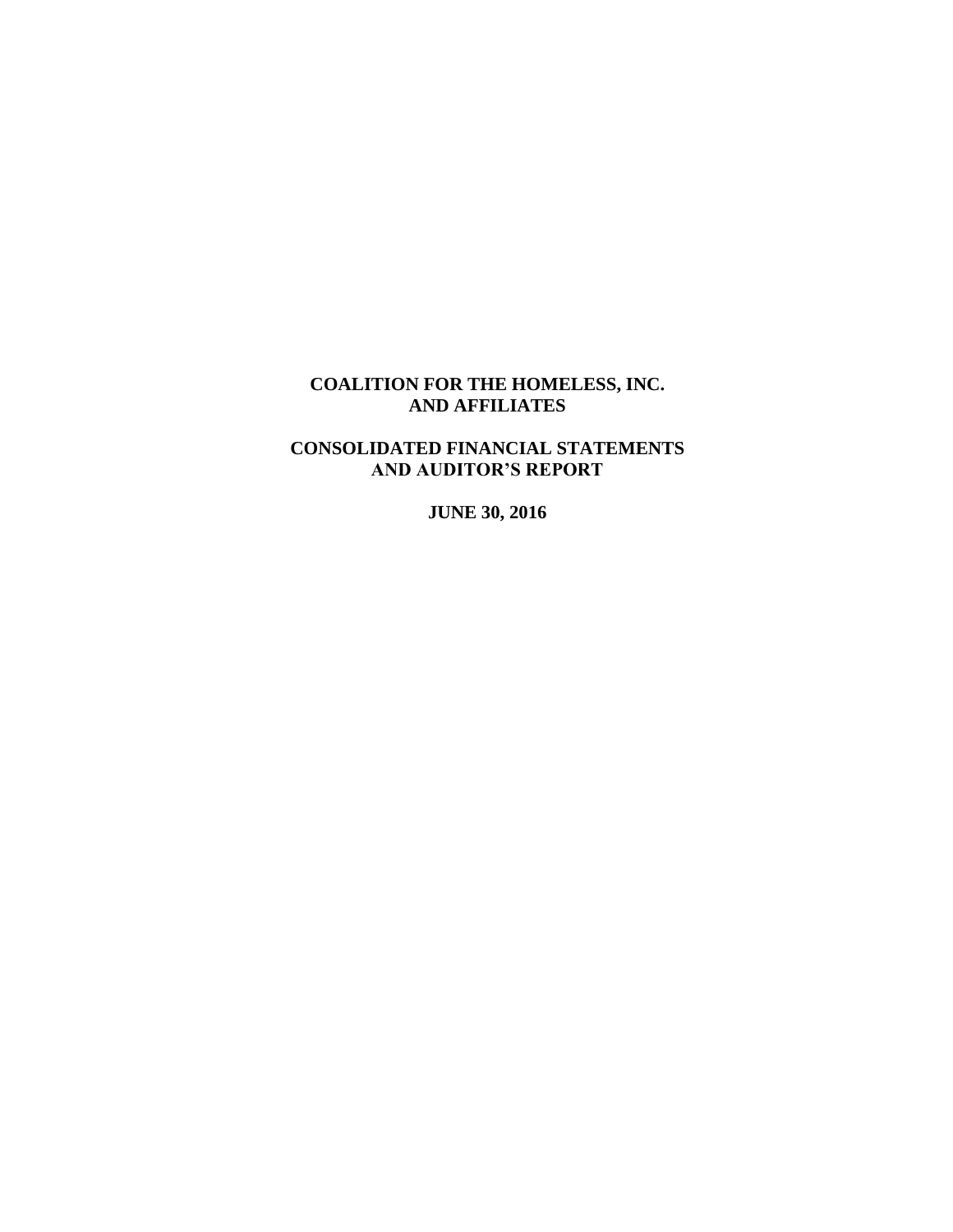**COALITION FOR THE HOMELESS, INC.**
**AND AFFILIATES**

**CONSOLIDATED FINANCIAL STATEMENTS**
**AND AUDITOR'S REPORT**

**JUNE 30, 2016**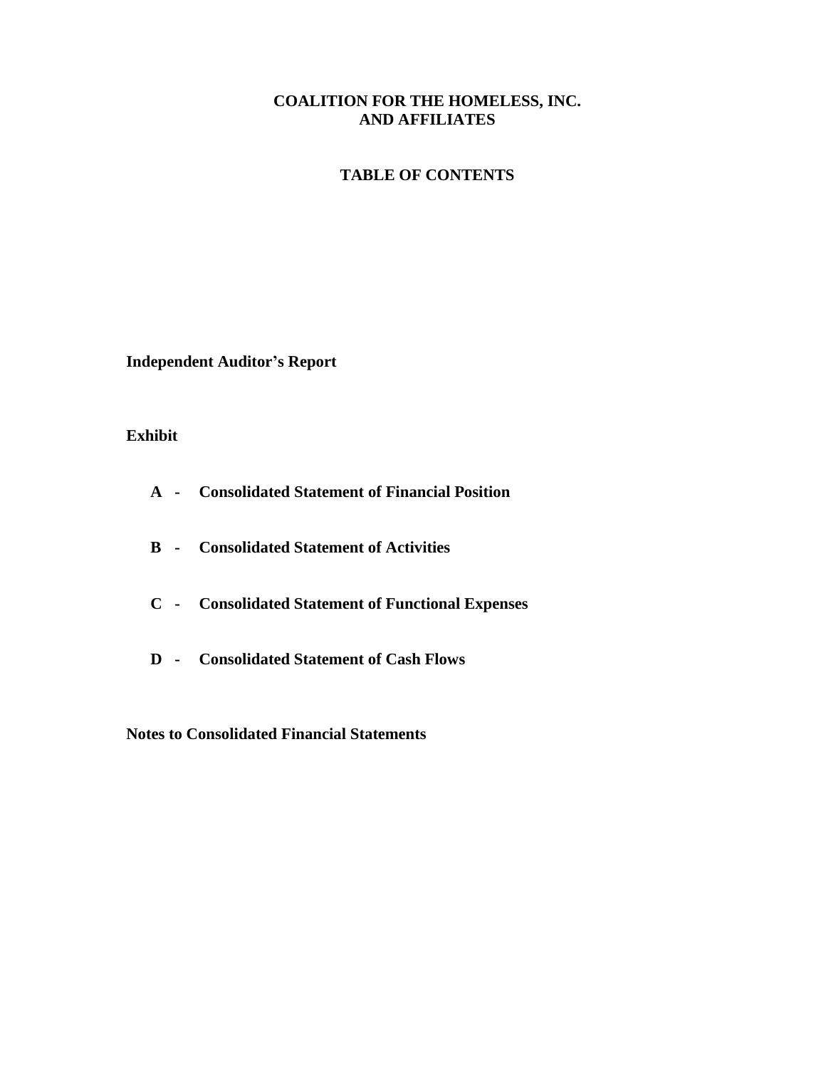# COALITION FOR THE HOMELESS, INC. AND AFFILIATES

## TABLE OF CONTENTS

**Independent Auditor's Report**

**Exhibit**

- **A - Consolidated Statement of Financial Position**
- **B - Consolidated Statement of Activities**
- **C - Consolidated Statement of Functional Expenses**
- **D - Consolidated Statement of Cash Flows**

**Notes to Consolidated Financial Statements**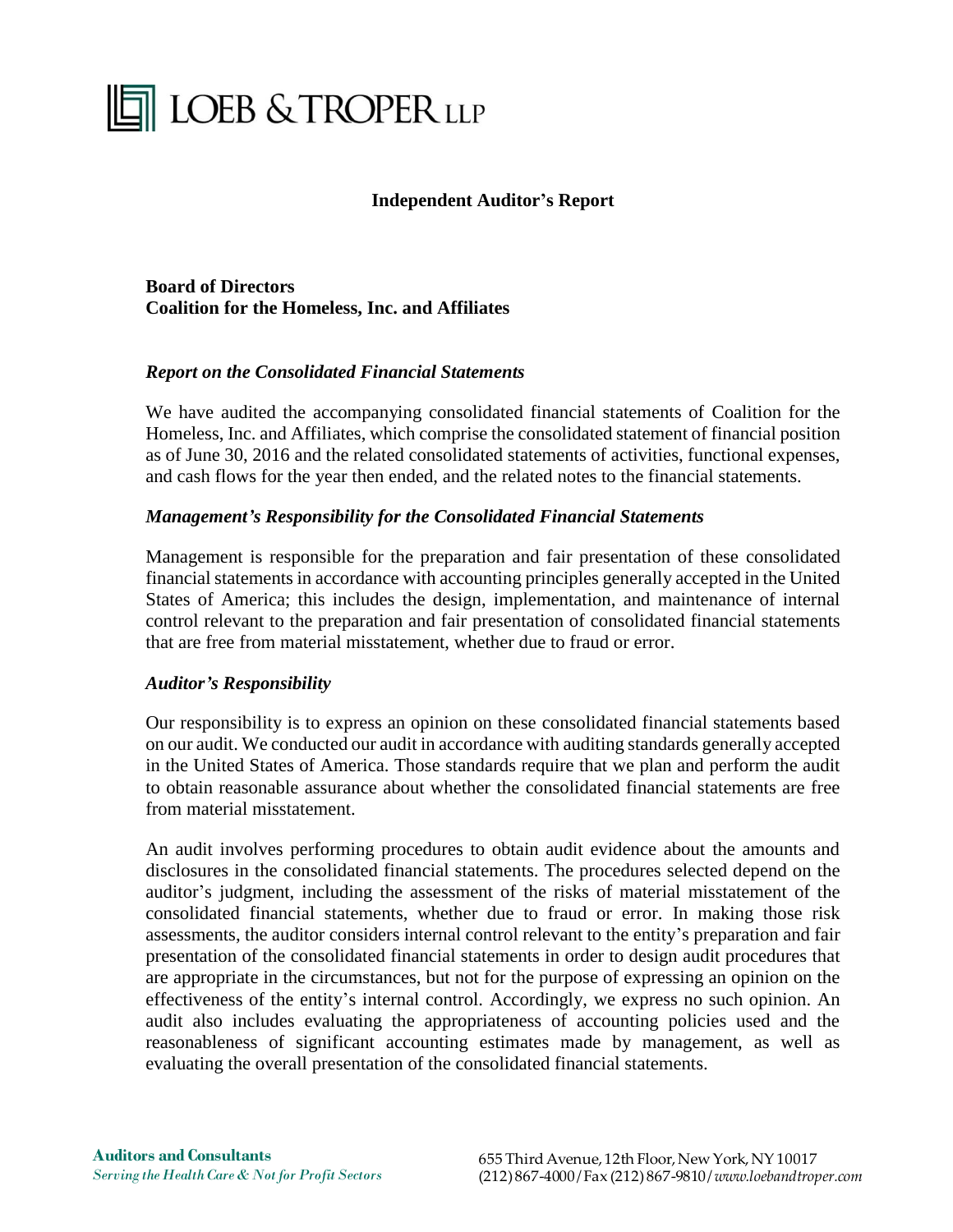# Independent Auditor's Report

**Board of Directors**
**Coalition for the Homeless, Inc. and Affiliates**

### *Report on the Consolidated Financial Statements*

We have audited the accompanying consolidated financial statements of Coalition for the Homeless, Inc. and Affiliates, which comprise the consolidated statement of financial position as of June 30, 2016 and the related consolidated statements of activities, functional expenses, and cash flows for the year then ended, and the related notes to the financial statements.

### *Management's Responsibility for the Consolidated Financial Statements*

Management is responsible for the preparation and fair presentation of these consolidated financial statements in accordance with accounting principles generally accepted in the United States of America; this includes the design, implementation, and maintenance of internal control relevant to the preparation and fair presentation of consolidated financial statements that are free from material misstatement, whether due to fraud or error.

### *Auditor's Responsibility*

Our responsibility is to express an opinion on these consolidated financial statements based on our audit. We conducted our audit in accordance with auditing standards generally accepted in the United States of America. Those standards require that we plan and perform the audit to obtain reasonable assurance about whether the consolidated financial statements are free from material misstatement.

An audit involves performing procedures to obtain audit evidence about the amounts and disclosures in the consolidated financial statements. The procedures selected depend on the auditor's judgment, including the assessment of the risks of material misstatement of the consolidated financial statements, whether due to fraud or error. In making those risk assessments, the auditor considers internal control relevant to the entity's preparation and fair presentation of the consolidated financial statements in order to design audit procedures that are appropriate in the circumstances, but not for the purpose of expressing an opinion on the effectiveness of the entity's internal control. Accordingly, we express no such opinion. An audit also includes evaluating the appropriateness of accounting policies used and the reasonableness of significant accounting estimates made by management, as well as evaluating the overall presentation of the consolidated financial statements.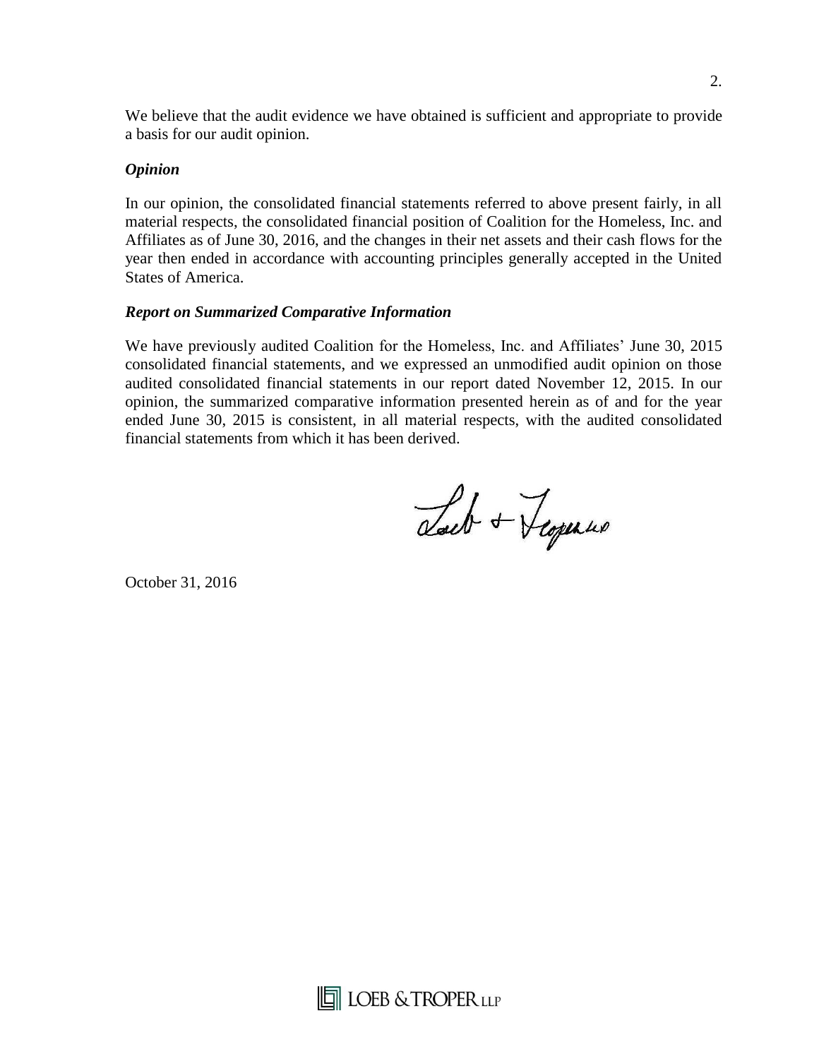We believe that the audit evidence we have obtained is sufficient and appropriate to provide a basis for our audit opinion.

### *Opinion*

In our opinion, the consolidated financial statements referred to above present fairly, in all material respects, the consolidated financial position of Coalition for the Homeless, Inc. and Affiliates as of June 30, 2016, and the changes in their net assets and their cash flows for the year then ended in accordance with accounting principles generally accepted in the United States of America.

### *Report on Summarized Comparative Information*

We have previously audited Coalition for the Homeless, Inc. and Affiliates' June 30, 2015 consolidated financial statements, and we expressed an unmodified audit opinion on those audited consolidated financial statements in our report dated November 12, 2015. In our opinion, the summarized comparative information presented herein as of and for the year ended June 30, 2015 is consistent, in all material respects, with the audited consolidated financial statements from which it has been derived.

Loeb & Troper LLP

October 31, 2016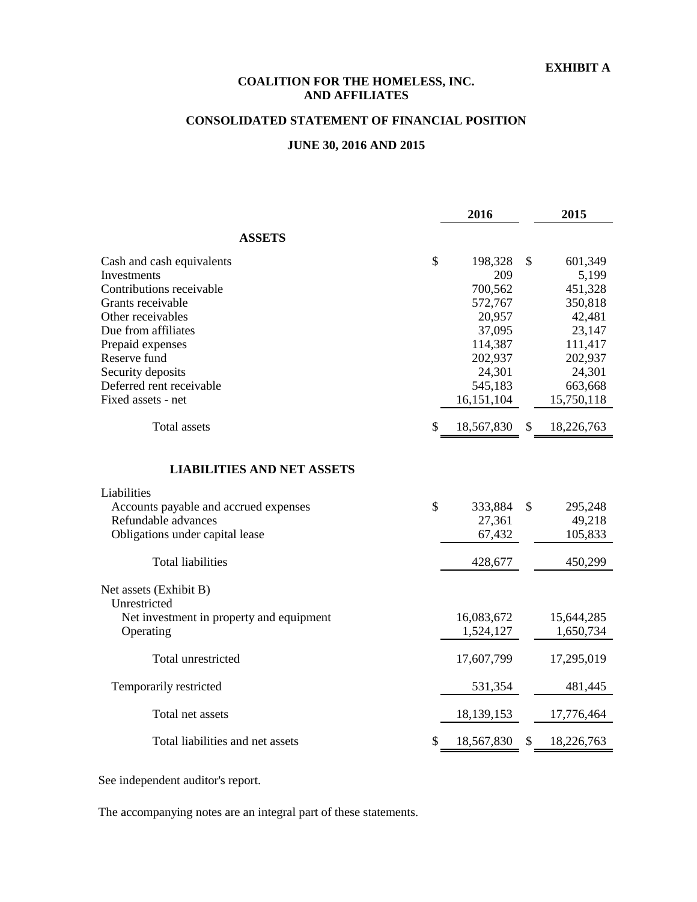**EXHIBIT A**

# COALITION FOR THE HOMELESS, INC. AND AFFILIATES

## CONSOLIDATED STATEMENT OF FINANCIAL POSITION

### JUNE 30, 2016 AND 2015

| | 2016 | 2015 |
|---|---|---|
| **ASSETS** | | |
| Cash and cash equivalents | $ 198,328 | $ 601,349 |
| Investments | 209 | 5,199 |
| Contributions receivable | 700,562 | 451,328 |
| Grants receivable | 572,767 | 350,818 |
| Other receivables | 20,957 | 42,481 |
| Due from affiliates | 37,095 | 23,147 |
| Prepaid expenses | 114,387 | 111,417 |
| Reserve fund | 202,937 | 202,937 |
| Security deposits | 24,301 | 24,301 |
| Deferred rent receivable | 545,183 | 663,668 |
| Fixed assets - net | 16,151,104 | 15,750,118 |
| Total assets | $ 18,567,830 | $ 18,226,763 |
| **LIABILITIES AND NET ASSETS** | | |
| Liabilities | | |
| Accounts payable and accrued expenses | $ 333,884 | $ 295,248 |
| Refundable advances | 27,361 | 49,218 |
| Obligations under capital lease | 67,432 | 105,833 |
| Total liabilities | 428,677 | 450,299 |
| Net assets (Exhibit B) | | |
| Unrestricted | | |
| Net investment in property and equipment | 16,083,672 | 15,644,285 |
| Operating | 1,524,127 | 1,650,734 |
| Total unrestricted | 17,607,799 | 17,295,019 |
| Temporarily restricted | 531,354 | 481,445 |
| Total net assets | 18,139,153 | 17,776,464 |
| Total liabilities and net assets | $ 18,567,830 | $ 18,226,763 |

See independent auditor's report.

The accompanying notes are an integral part of these statements.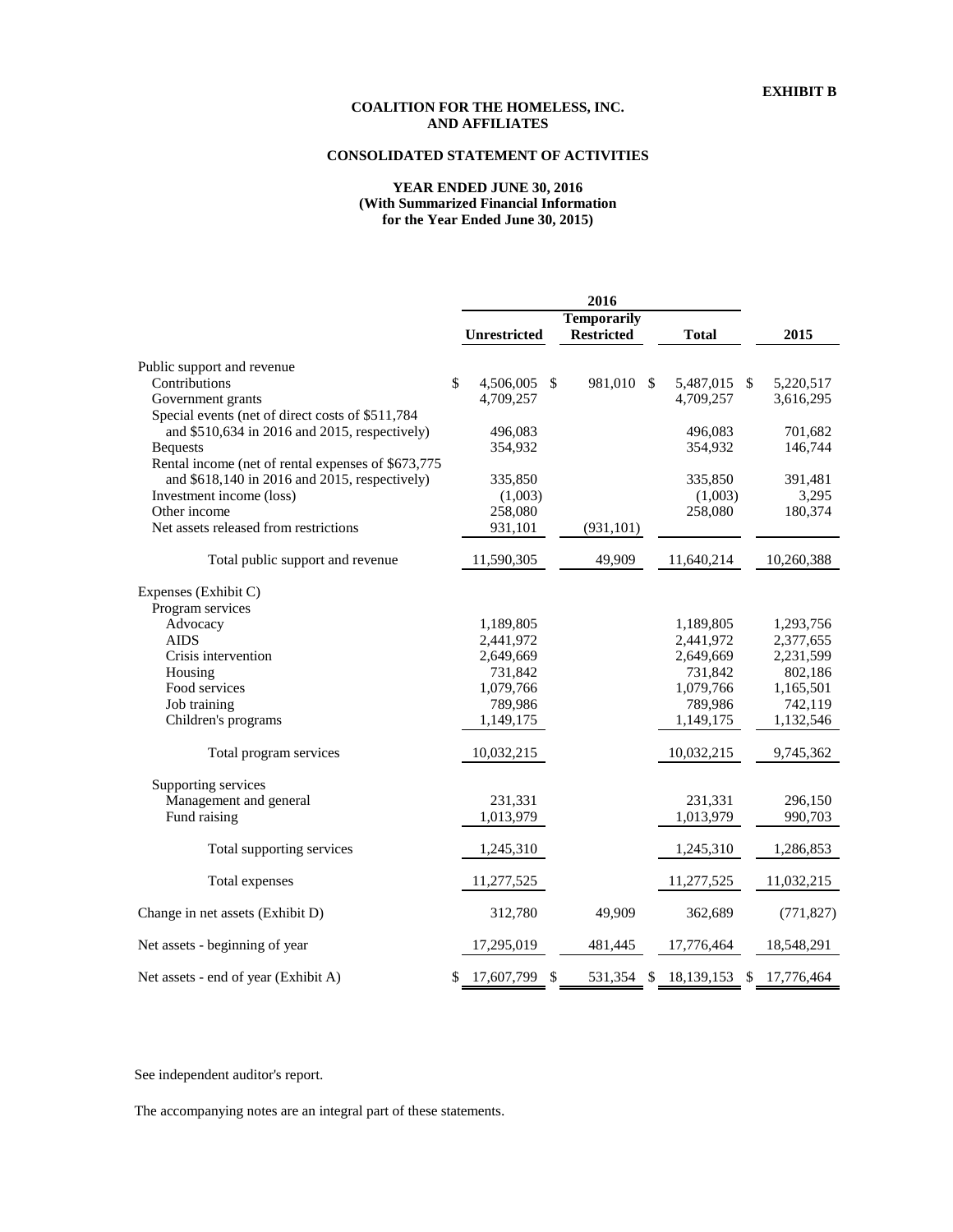**EXHIBIT B**

# COALITION FOR THE HOMELESS, INC. AND AFFILIATES

## CONSOLIDATED STATEMENT OF ACTIVITIES

### YEAR ENDED JUNE 30, 2016 (With Summarized Financial Information for the Year Ended June 30, 2015)

| | 2016 | | | |
|---|---|---|---|---|
| | Unrestricted | Temporarily Restricted | Total | 2015 |
| Public support and revenue | | | | |
| Contributions | $ 4,506,005 | $ 981,010 | $ 5,487,015 | $ 5,220,517 |
| Government grants | 4,709,257 | | 4,709,257 | 3,616,295 |
| Special events (net of direct costs of $511,784 and $510,634 in 2016 and 2015, respectively) | 496,083 | | 496,083 | 701,682 |
| Bequests | 354,932 | | 354,932 | 146,744 |
| Rental income (net of rental expenses of $673,775 and $618,140 in 2016 and 2015, respectively) | 335,850 | | 335,850 | 391,481 |
| Investment income (loss) | (1,003) | | (1,003) | 3,295 |
| Other income | 258,080 | | 258,080 | 180,374 |
| Net assets released from restrictions | 931,101 | (931,101) | | |
| Total public support and revenue | 11,590,305 | 49,909 | 11,640,214 | 10,260,388 |
| Expenses (Exhibit C) | | | | |
| Program services | | | | |
| Advocacy | 1,189,805 | | 1,189,805 | 1,293,756 |
| AIDS | 2,441,972 | | 2,441,972 | 2,377,655 |
| Crisis intervention | 2,649,669 | | 2,649,669 | 2,231,599 |
| Housing | 731,842 | | 731,842 | 802,186 |
| Food services | 1,079,766 | | 1,079,766 | 1,165,501 |
| Job training | 789,986 | | 789,986 | 742,119 |
| Children's programs | 1,149,175 | | 1,149,175 | 1,132,546 |
| Total program services | 10,032,215 | | 10,032,215 | 9,745,362 |
| Supporting services | | | | |
| Management and general | 231,331 | | 231,331 | 296,150 |
| Fund raising | 1,013,979 | | 1,013,979 | 990,703 |
| Total supporting services | 1,245,310 | | 1,245,310 | 1,286,853 |
| Total expenses | 11,277,525 | | 11,277,525 | 11,032,215 |
| Change in net assets (Exhibit D) | 312,780 | 49,909 | 362,689 | (771,827) |
| Net assets - beginning of year | 17,295,019 | 481,445 | 17,776,464 | 18,548,291 |
| Net assets - end of year (Exhibit A) | $ 17,607,799 | $ 531,354 | $ 18,139,153 | $ 17,776,464 |

See independent auditor's report.

The accompanying notes are an integral part of these statements.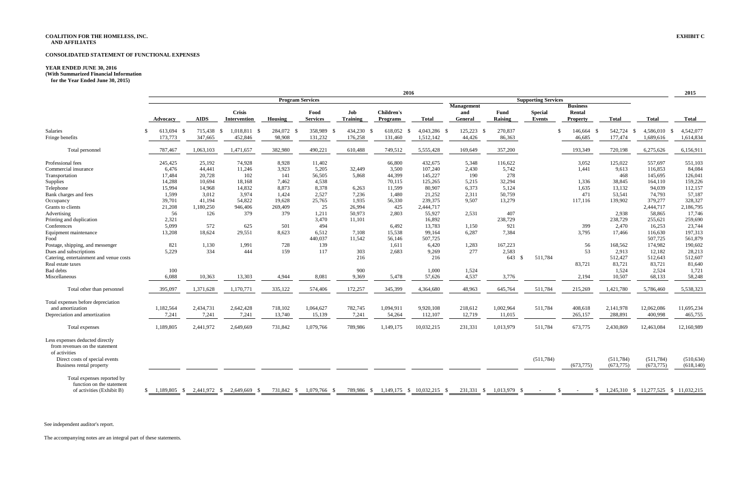**COALITION FOR THE HOMELESS, INC. AND AFFILIATES** **EXHIBIT C**

**CONSOLIDATED STATEMENT OF FUNCTIONAL EXPENSES**

**YEAR ENDED JUNE 30, 2016**
**(With Summarized Financial Information for the Year Ended June 30, 2015)**

| | 2016 | | | | | | | | | | | | | | 2015 |
|---|---|---|---|---|---|---|---|---|---|---|---|---|---|---|---|
| | Program Services | | | | | | | | Supporting Services | | | | | | |
| | Advocacy | AIDS | Crisis Intervention | Housing | Food Services | Job Training | Children's Programs | Total | Management and General | Fund Raising | Special Events | Business Rental Property | Total | Total | Total |
| Salaries | $ 613,694 | $ 715,438 | $ 1,018,811 | $ 284,072 | $ 358,989 | $ 434,230 | $ 618,052 | $ 4,043,286 | $ 125,223 | $ 270,837 | | $ 146,664 | $ 542,724 | $ 4,586,010 | $ 4,542,077 |
| Fringe benefits | 173,773 | 347,665 | 452,846 | 98,908 | 131,232 | 176,258 | 131,460 | 1,512,142 | 44,426 | 86,363 | | 46,685 | 177,474 | 1,689,616 | 1,614,834 |
| Total personnel | 787,467 | 1,063,103 | 1,471,657 | 382,980 | 490,221 | 610,488 | 749,512 | 5,555,428 | 169,649 | 357,200 | | 193,349 | 720,198 | 6,275,626 | 6,156,911 |
| Professional fees | 245,425 | 25,192 | 74,928 | 8,928 | 11,402 | | 66,800 | 432,675 | 5,348 | 116,622 | | 3,052 | 125,022 | 557,697 | 551,103 |
| Commercial insurance | 6,476 | 44,441 | 11,246 | 3,923 | 5,205 | 32,449 | 3,500 | 107,240 | 2,430 | 5,742 | | 1,441 | 9,613 | 116,853 | 84,084 |
| Transportation | 17,484 | 20,728 | 102 | 141 | 56,505 | 5,868 | 44,399 | 145,227 | 190 | 278 | | | 468 | 145,695 | 126,041 |
| Supplies | 14,288 | 10,694 | 18,168 | 7,462 | 4,538 | | 70,115 | 125,265 | 5,215 | 32,294 | | 1,336 | 38,845 | 164,110 | 159,226 |
| Telephone | 15,994 | 14,968 | 14,832 | 8,873 | 8,378 | 6,263 | 11,599 | 80,907 | 6,373 | 5,124 | | 1,635 | 13,132 | 94,039 | 112,157 |
| Bank charges and fees | 1,599 | 3,012 | 3,974 | 1,424 | 2,527 | 7,236 | 1,480 | 21,252 | 2,311 | 50,759 | | 471 | 53,541 | 74,793 | 57,187 |
| Occupancy | 39,701 | 41,194 | 54,822 | 19,628 | 25,765 | 1,935 | 56,330 | 239,375 | 9,507 | 13,279 | | 117,116 | 139,902 | 379,277 | 328,327 |
| Grants to clients | 21,208 | 1,180,250 | 946,406 | 269,409 | 25 | 26,994 | 425 | 2,444,717 | | | | | | 2,444,717 | 2,186,795 |
| Advertising | 56 | 126 | 379 | 379 | 1,211 | 50,973 | 2,803 | 55,927 | 2,531 | 407 | | | 2,938 | 58,865 | 17,746 |
| Printing and duplication | 2,321 | | | | 3,470 | 11,101 | | 16,892 | | 238,729 | | | 238,729 | 255,621 | 259,690 |
| Conferences | 5,099 | 572 | 625 | 501 | 494 | | 6,492 | 13,783 | 1,150 | 921 | | 399 | 2,470 | 16,253 | 23,744 |
| Equipment maintenance | 13,208 | 18,624 | 29,551 | 8,623 | 6,512 | 7,108 | 15,538 | 99,164 | 6,287 | 7,384 | | 3,795 | 17,466 | 116,630 | 197,313 |
| Food | | | | | 440,037 | 11,542 | 56,146 | 507,725 | | | | | | 507,725 | 561,879 |
| Postage, shipping, and messenger | 821 | 1,130 | 1,991 | 728 | 139 | | 1,611 | 6,420 | 1,283 | 167,223 | | 56 | 168,562 | 174,982 | 190,602 |
| Dues and subscriptions | 5,229 | 334 | 444 | 159 | 117 | 303 | 2,683 | 9,269 | 277 | 2,583 | | 53 | 2,913 | 12,182 | 28,213 |
| Catering, entertainment and venue costs | | | | | | 216 | | 216 | | 643 | $ 511,784 | | 512,427 | 512,643 | 512,607 |
| Real estate taxes | | | | | | | | | | | | 83,721 | 83,721 | 83,721 | 81,640 |
| Bad debts | 100 | | | | | 900 | | 1,000 | 1,524 | | | | 1,524 | 2,524 | 1,721 |
| Miscellaneous | 6,088 | 10,363 | 13,303 | 4,944 | 8,081 | 9,369 | 5,478 | 57,626 | 4,537 | 3,776 | | 2,194 | 10,507 | 68,133 | 58,248 |
| Total other than personnel | 395,097 | 1,371,628 | 1,170,771 | 335,122 | 574,406 | 172,257 | 345,399 | 4,364,680 | 48,963 | 645,764 | 511,784 | 215,269 | 1,421,780 | 5,786,460 | 5,538,323 |
| Total expenses before depreciation and amortization | 1,182,564 | 2,434,731 | 2,642,428 | 718,102 | 1,064,627 | 782,745 | 1,094,911 | 9,920,108 | 218,612 | 1,002,964 | 511,784 | 408,618 | 2,141,978 | 12,062,086 | 11,695,234 |
| Depreciation and amortization | 7,241 | 7,241 | 7,241 | 13,740 | 15,139 | 7,241 | 54,264 | 112,107 | 12,719 | 11,015 | | 265,157 | 288,891 | 400,998 | 465,755 |
| Total expenses | 1,189,805 | 2,441,972 | 2,649,669 | 731,842 | 1,079,766 | 789,986 | 1,149,175 | 10,032,215 | 231,331 | 1,013,979 | 511,784 | 673,775 | 2,430,869 | 12,463,084 | 12,160,989 |
| Less expenses deducted directly from revenues on the statement of activities | | | | | | | | | | | | | | | |
| Direct costs of special events | | | | | | | | | | | (511,784) | | (511,784) | (511,784) | (510,634) |
| Business rental property | | | | | | | | | | | | (673,775) | (673,775) | (673,775) | (618,140) |
| Total expenses reported by function on the statement of activities (Exhibit B) | $ 1,189,805 | $ 2,441,972 | $ 2,649,669 | $ 731,842 | $ 1,079,766 | $ 789,986 | $ 1,149,175 | $ 10,032,215 | $ 231,331 | $ 1,013,979 | $ - | $ - | $ 1,245,310 | $ 11,277,525 | $ 11,032,215 |

See independent auditor's report.

The accompanying notes are an integral part of these statements.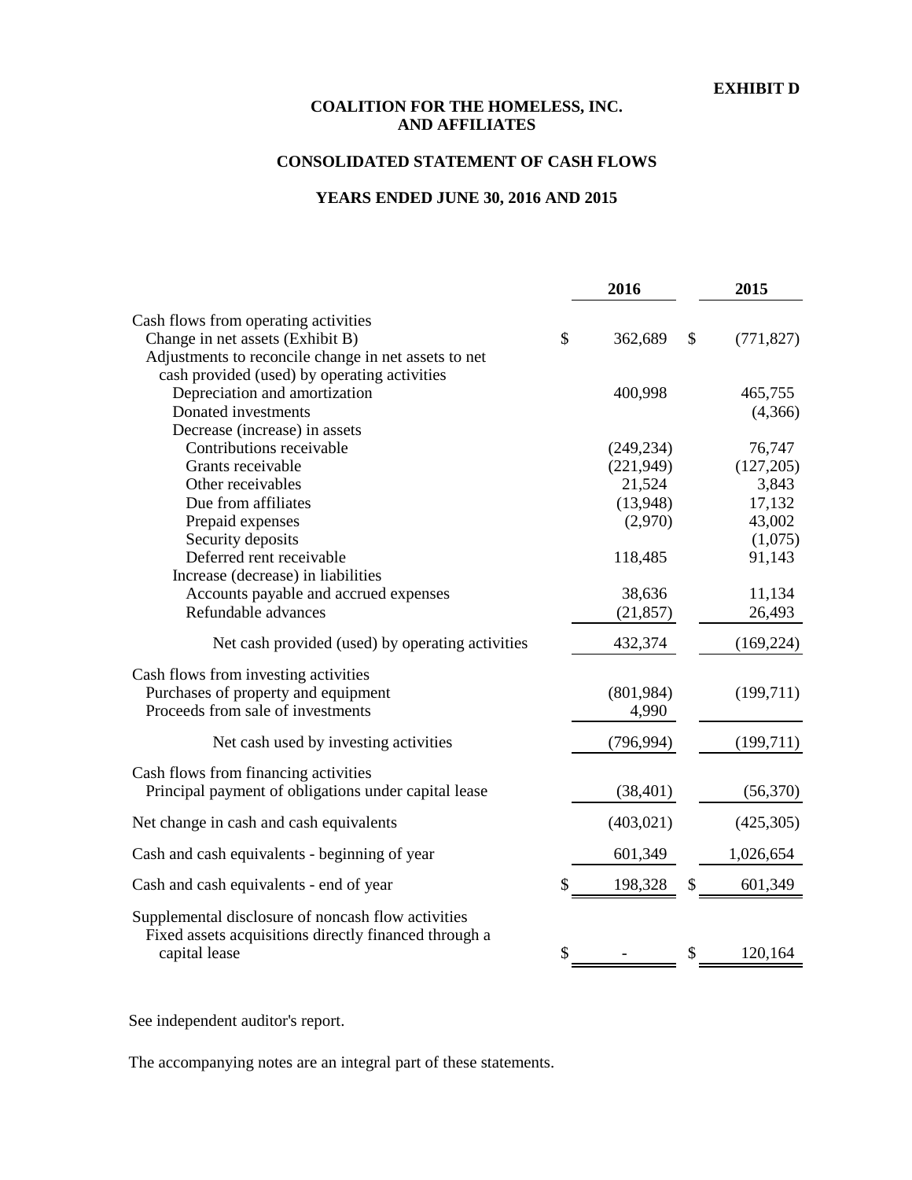**EXHIBIT D**

# COALITION FOR THE HOMELESS, INC. AND AFFILIATES

## CONSOLIDATED STATEMENT OF CASH FLOWS

### YEARS ENDED JUNE 30, 2016 AND 2015

| | 2016 | 2015 |
|---|---|---|
| Cash flows from operating activities | | |
| Change in net assets (Exhibit B) | $ 362,689 | $ (771,827) |
| Adjustments to reconcile change in net assets to net cash provided (used) by operating activities | | |
| Depreciation and amortization | 400,998 | 465,755 |
| Donated investments | | (4,366) |
| Decrease (increase) in assets | | |
| Contributions receivable | (249,234) | 76,747 |
| Grants receivable | (221,949) | (127,205) |
| Other receivables | 21,524 | 3,843 |
| Due from affiliates | (13,948) | 17,132 |
| Prepaid expenses | (2,970) | 43,002 |
| Security deposits | | (1,075) |
| Deferred rent receivable | 118,485 | 91,143 |
| Increase (decrease) in liabilities | | |
| Accounts payable and accrued expenses | 38,636 | 11,134 |
| Refundable advances | (21,857) | 26,493 |
| Net cash provided (used) by operating activities | 432,374 | (169,224) |
| Cash flows from investing activities | | |
| Purchases of property and equipment | (801,984) | (199,711) |
| Proceeds from sale of investments | 4,990 | |
| Net cash used by investing activities | (796,994) | (199,711) |
| Cash flows from financing activities | | |
| Principal payment of obligations under capital lease | (38,401) | (56,370) |
| Net change in cash and cash equivalents | (403,021) | (425,305) |
| Cash and cash equivalents - beginning of year | 601,349 | 1,026,654 |
| Cash and cash equivalents - end of year | $ 198,328 | $ 601,349 |
| Supplemental disclosure of noncash flow activities | | |
| Fixed assets acquisitions directly financed through a capital lease | $ - | $ 120,164 |

See independent auditor's report.

The accompanying notes are an integral part of these statements.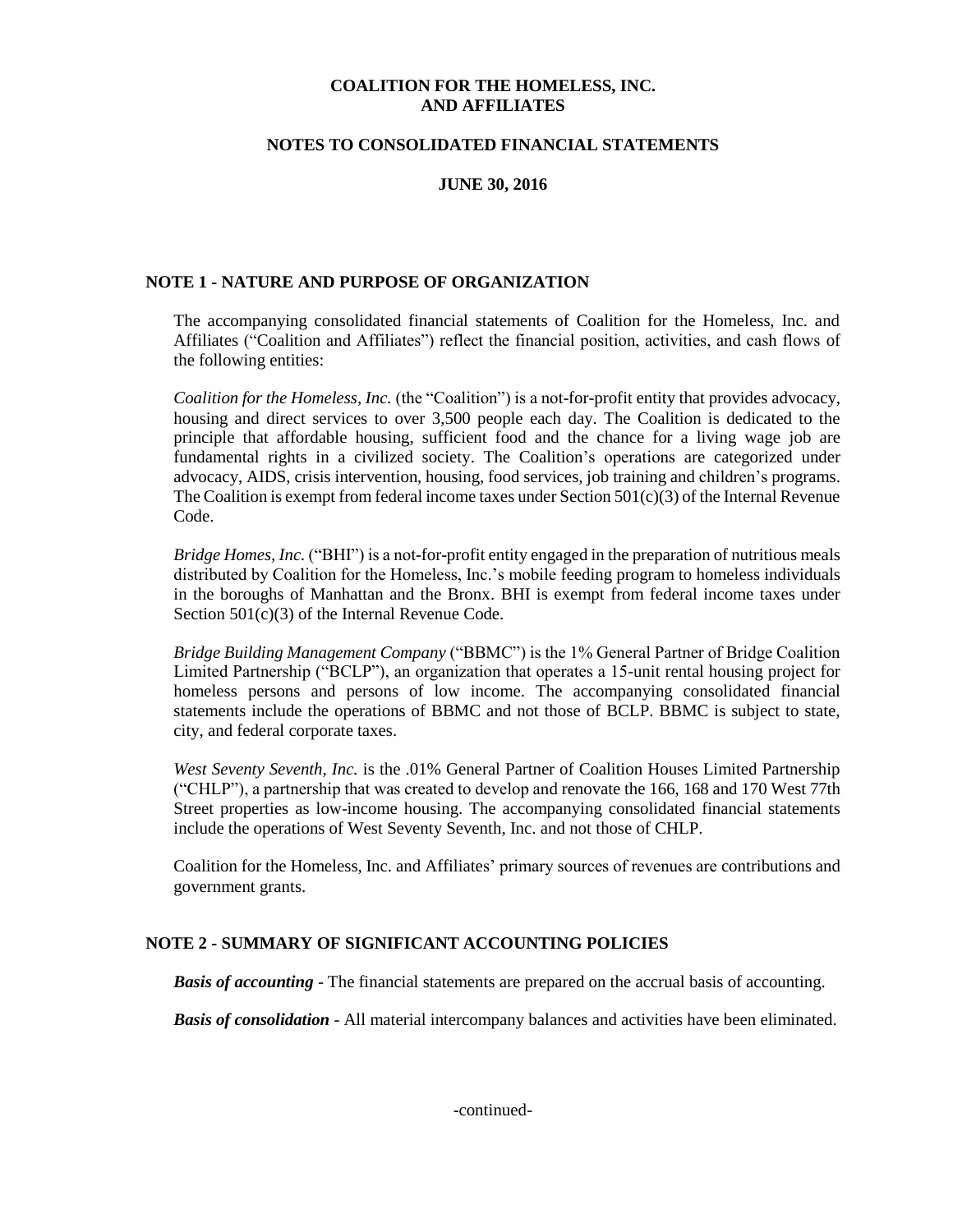# COALITION FOR THE HOMELESS, INC. AND AFFILIATES

## NOTES TO CONSOLIDATED FINANCIAL STATEMENTS

### JUNE 30, 2016

## NOTE 1 - NATURE AND PURPOSE OF ORGANIZATION

The accompanying consolidated financial statements of Coalition for the Homeless, Inc. and Affiliates ("Coalition and Affiliates") reflect the financial position, activities, and cash flows of the following entities:

*Coalition for the Homeless, Inc.* (the "Coalition") is a not-for-profit entity that provides advocacy, housing and direct services to over 3,500 people each day. The Coalition is dedicated to the principle that affordable housing, sufficient food and the chance for a living wage job are fundamental rights in a civilized society. The Coalition's operations are categorized under advocacy, AIDS, crisis intervention, housing, food services, job training and children's programs. The Coalition is exempt from federal income taxes under Section 501(c)(3) of the Internal Revenue Code.

*Bridge Homes, Inc.* ("BHI") is a not-for-profit entity engaged in the preparation of nutritious meals distributed by Coalition for the Homeless, Inc.'s mobile feeding program to homeless individuals in the boroughs of Manhattan and the Bronx. BHI is exempt from federal income taxes under Section 501(c)(3) of the Internal Revenue Code.

*Bridge Building Management Company* ("BBMC") is the 1% General Partner of Bridge Coalition Limited Partnership ("BCLP"), an organization that operates a 15-unit rental housing project for homeless persons and persons of low income. The accompanying consolidated financial statements include the operations of BBMC and not those of BCLP. BBMC is subject to state, city, and federal corporate taxes.

*West Seventy Seventh, Inc.* is the .01% General Partner of Coalition Houses Limited Partnership ("CHLP"), a partnership that was created to develop and renovate the 166, 168 and 170 West 77th Street properties as low-income housing. The accompanying consolidated financial statements include the operations of West Seventy Seventh, Inc. and not those of CHLP.

Coalition for the Homeless, Inc. and Affiliates' primary sources of revenues are contributions and government grants.

## NOTE 2 - SUMMARY OF SIGNIFICANT ACCOUNTING POLICIES

***Basis of accounting*** - The financial statements are prepared on the accrual basis of accounting.

***Basis of consolidation*** - All material intercompany balances and activities have been eliminated.

-continued-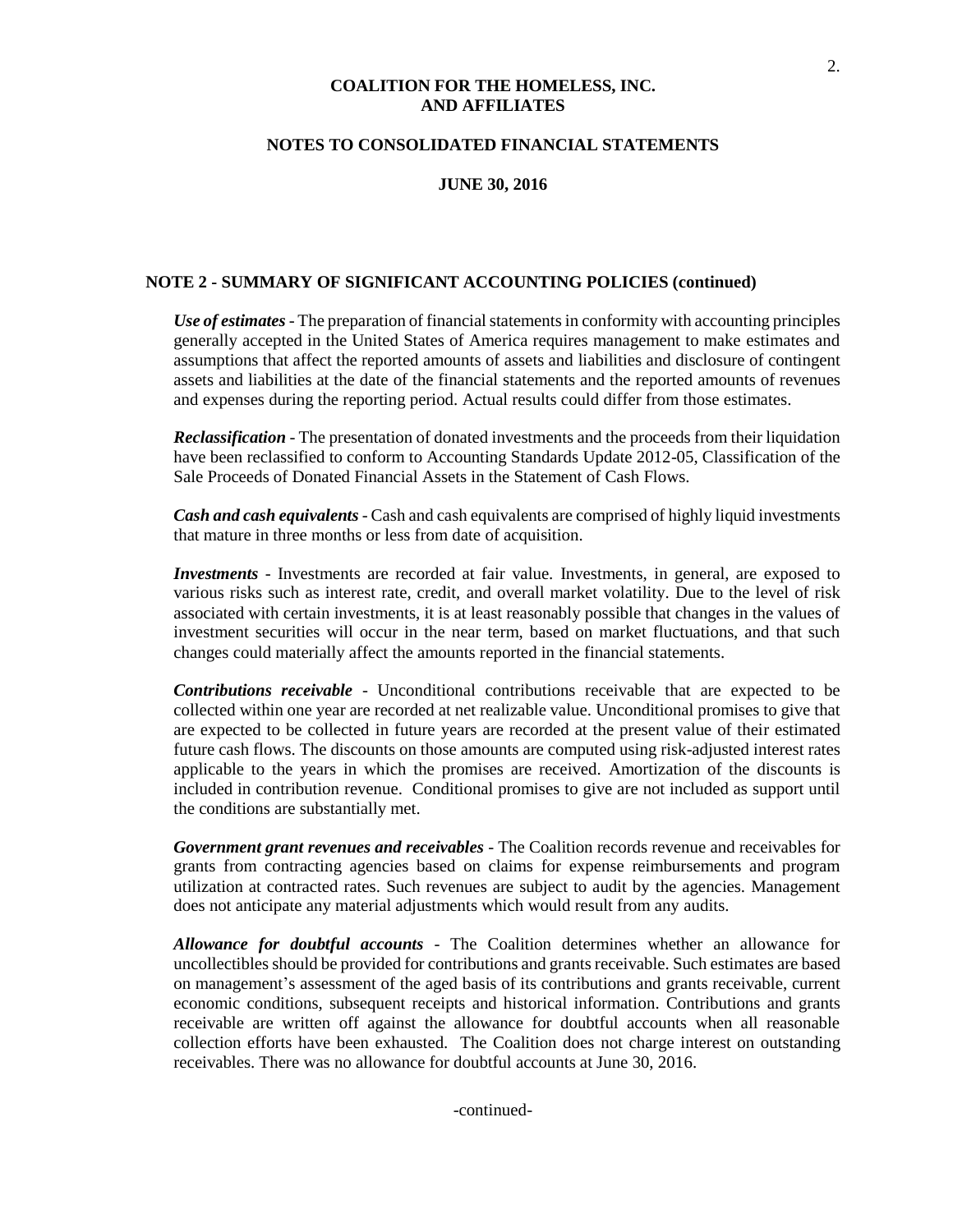**COALITION FOR THE HOMELESS, INC.**
**AND AFFILIATES**

**NOTES TO CONSOLIDATED FINANCIAL STATEMENTS**

**JUNE 30, 2016**

## NOTE 2 - SUMMARY OF SIGNIFICANT ACCOUNTING POLICIES (continued)

***Use of estimates*** - The preparation of financial statements in conformity with accounting principles generally accepted in the United States of America requires management to make estimates and assumptions that affect the reported amounts of assets and liabilities and disclosure of contingent assets and liabilities at the date of the financial statements and the reported amounts of revenues and expenses during the reporting period. Actual results could differ from those estimates.

***Reclassification*** - The presentation of donated investments and the proceeds from their liquidation have been reclassified to conform to Accounting Standards Update 2012-05, Classification of the Sale Proceeds of Donated Financial Assets in the Statement of Cash Flows.

***Cash and cash equivalents*** - Cash and cash equivalents are comprised of highly liquid investments that mature in three months or less from date of acquisition.

***Investments*** - Investments are recorded at fair value. Investments, in general, are exposed to various risks such as interest rate, credit, and overall market volatility. Due to the level of risk associated with certain investments, it is at least reasonably possible that changes in the values of investment securities will occur in the near term, based on market fluctuations, and that such changes could materially affect the amounts reported in the financial statements.

***Contributions receivable*** - Unconditional contributions receivable that are expected to be collected within one year are recorded at net realizable value. Unconditional promises to give that are expected to be collected in future years are recorded at the present value of their estimated future cash flows. The discounts on those amounts are computed using risk-adjusted interest rates applicable to the years in which the promises are received. Amortization of the discounts is included in contribution revenue. Conditional promises to give are not included as support until the conditions are substantially met.

***Government grant revenues and receivables*** - The Coalition records revenue and receivables for grants from contracting agencies based on claims for expense reimbursements and program utilization at contracted rates. Such revenues are subject to audit by the agencies. Management does not anticipate any material adjustments which would result from any audits.

***Allowance for doubtful accounts*** - The Coalition determines whether an allowance for uncollectibles should be provided for contributions and grants receivable. Such estimates are based on management's assessment of the aged basis of its contributions and grants receivable, current economic conditions, subsequent receipts and historical information. Contributions and grants receivable are written off against the allowance for doubtful accounts when all reasonable collection efforts have been exhausted. The Coalition does not charge interest on outstanding receivables. There was no allowance for doubtful accounts at June 30, 2016.

-continued-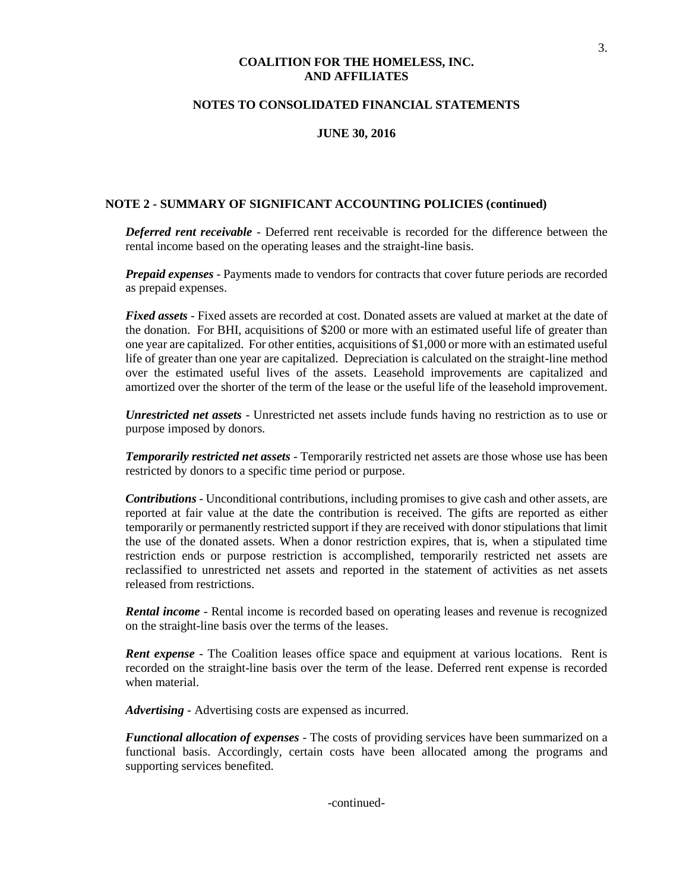**COALITION FOR THE HOMELESS, INC.**
**AND AFFILIATES**

**NOTES TO CONSOLIDATED FINANCIAL STATEMENTS**

**JUNE 30, 2016**

## NOTE 2 - SUMMARY OF SIGNIFICANT ACCOUNTING POLICIES (continued)

***Deferred rent receivable*** - Deferred rent receivable is recorded for the difference between the rental income based on the operating leases and the straight-line basis.

***Prepaid expenses*** - Payments made to vendors for contracts that cover future periods are recorded as prepaid expenses.

***Fixed assets*** - Fixed assets are recorded at cost. Donated assets are valued at market at the date of the donation. For BHI, acquisitions of $200 or more with an estimated useful life of greater than one year are capitalized. For other entities, acquisitions of $1,000 or more with an estimated useful life of greater than one year are capitalized. Depreciation is calculated on the straight-line method over the estimated useful lives of the assets. Leasehold improvements are capitalized and amortized over the shorter of the term of the lease or the useful life of the leasehold improvement.

***Unrestricted net assets*** - Unrestricted net assets include funds having no restriction as to use or purpose imposed by donors.

***Temporarily restricted net assets*** - Temporarily restricted net assets are those whose use has been restricted by donors to a specific time period or purpose.

***Contributions*** - Unconditional contributions, including promises to give cash and other assets, are reported at fair value at the date the contribution is received. The gifts are reported as either temporarily or permanently restricted support if they are received with donor stipulations that limit the use of the donated assets. When a donor restriction expires, that is, when a stipulated time restriction ends or purpose restriction is accomplished, temporarily restricted net assets are reclassified to unrestricted net assets and reported in the statement of activities as net assets released from restrictions.

***Rental income*** - Rental income is recorded based on operating leases and revenue is recognized on the straight-line basis over the terms of the leases.

***Rent expense*** - The Coalition leases office space and equipment at various locations. Rent is recorded on the straight-line basis over the term of the lease. Deferred rent expense is recorded when material.

***Advertising*** - Advertising costs are expensed as incurred.

***Functional allocation of expenses*** - The costs of providing services have been summarized on a functional basis. Accordingly, certain costs have been allocated among the programs and supporting services benefited.

-continued-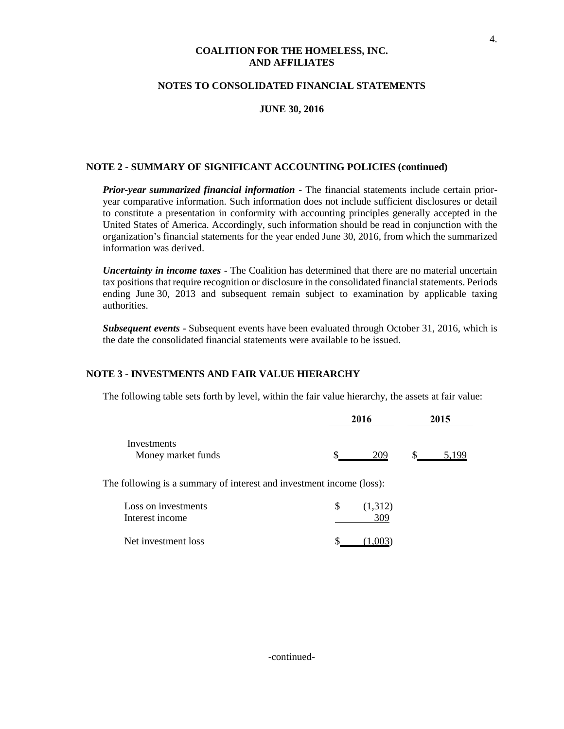# COALITION FOR THE HOMELESS, INC. AND AFFILIATES

## NOTES TO CONSOLIDATED FINANCIAL STATEMENTS

### JUNE 30, 2016

### NOTE 2 - SUMMARY OF SIGNIFICANT ACCOUNTING POLICIES (continued)

***Prior-year summarized financial information*** - The financial statements include certain prior-year comparative information. Such information does not include sufficient disclosures or detail to constitute a presentation in conformity with accounting principles generally accepted in the United States of America. Accordingly, such information should be read in conjunction with the organization's financial statements for the year ended June 30, 2016, from which the summarized information was derived.

***Uncertainty in income taxes*** - The Coalition has determined that there are no material uncertain tax positions that require recognition or disclosure in the consolidated financial statements. Periods ending June 30, 2013 and subsequent remain subject to examination by applicable taxing authorities.

***Subsequent events*** - Subsequent events have been evaluated through October 31, 2016, which is the date the consolidated financial statements were available to be issued.

### NOTE 3 - INVESTMENTS AND FAIR VALUE HIERARCHY

The following table sets forth by level, within the fair value hierarchy, the assets at fair value:

| | 2016 | 2015 |
|---|---|---|
| Investments | | |
| Money market funds | $ 209 | $ 5,199 |

The following is a summary of interest and investment income (loss):

| | |
|---|---|
| Loss on investments | $ (1,312) |
| Interest income | 309 |
| Net investment loss | $ (1,003) |

-continued-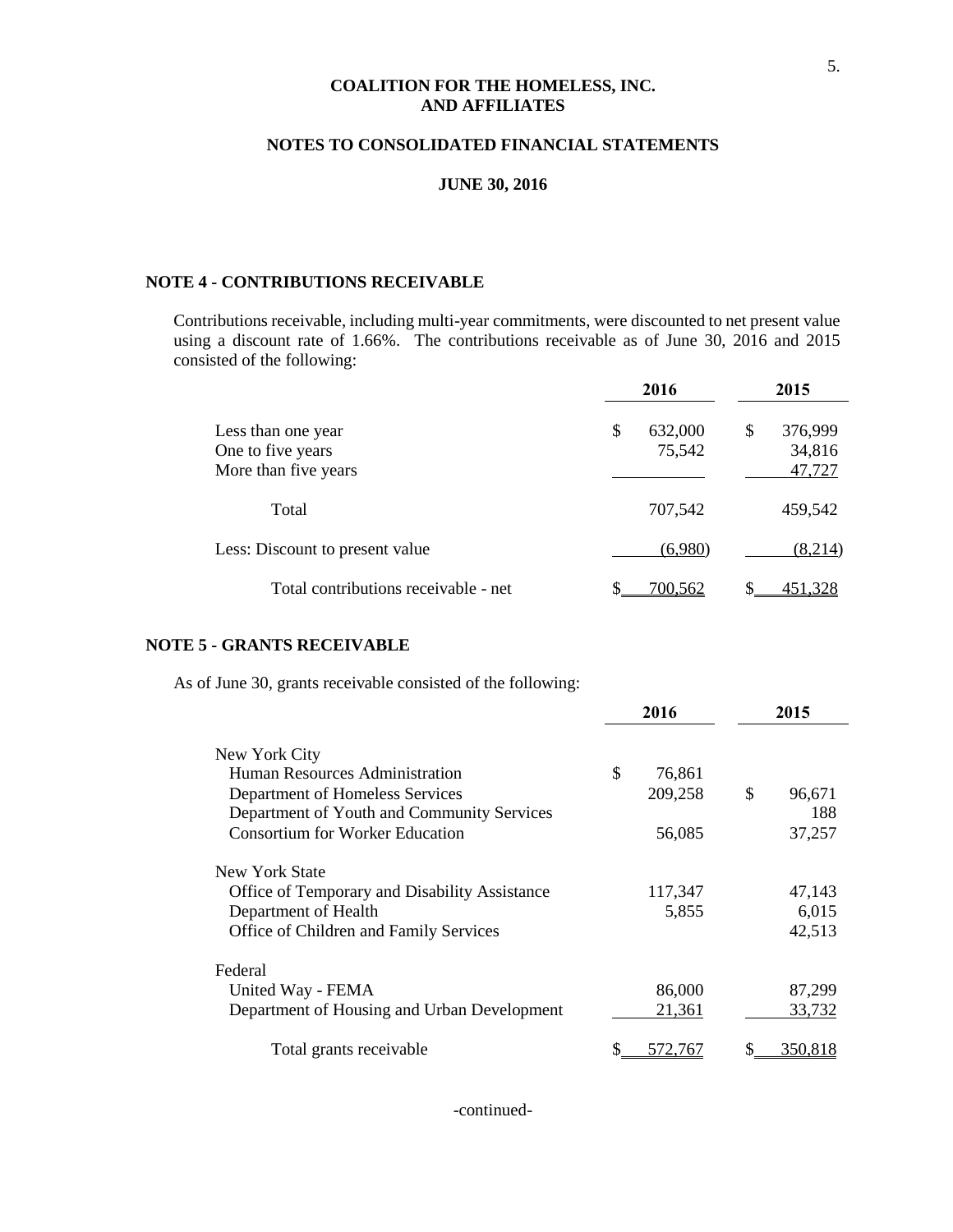# COALITION FOR THE HOMELESS, INC. AND AFFILIATES

## NOTES TO CONSOLIDATED FINANCIAL STATEMENTS

### JUNE 30, 2016

**NOTE 4 - CONTRIBUTIONS RECEIVABLE**

Contributions receivable, including multi-year commitments, were discounted to net present value using a discount rate of 1.66%. The contributions receivable as of June 30, 2016 and 2015 consisted of the following:

| | 2016 | 2015 |
|---|---|---|
| Less than one year | $ 632,000 | $ 376,999 |
| One to five years | 75,542 | 34,816 |
| More than five years | | 47,727 |
| Total | 707,542 | 459,542 |
| Less: Discount to present value | (6,980) | (8,214) |
| Total contributions receivable - net | $ 700,562 | $ 451,328 |

**NOTE 5 - GRANTS RECEIVABLE**

As of June 30, grants receivable consisted of the following:

| | 2016 | 2015 |
|---|---|---|
| New York City | | |
| Human Resources Administration | $ 76,861 | |
| Department of Homeless Services | 209,258 | $ 96,671 |
| Department of Youth and Community Services | | 188 |
| Consortium for Worker Education | 56,085 | 37,257 |
| New York State | | |
| Office of Temporary and Disability Assistance | 117,347 | 47,143 |
| Department of Health | 5,855 | 6,015 |
| Office of Children and Family Services | | 42,513 |
| Federal | | |
| United Way - FEMA | 86,000 | 87,299 |
| Department of Housing and Urban Development | 21,361 | 33,732 |
| Total grants receivable | $ 572,767 | $ 350,818 |

-continued-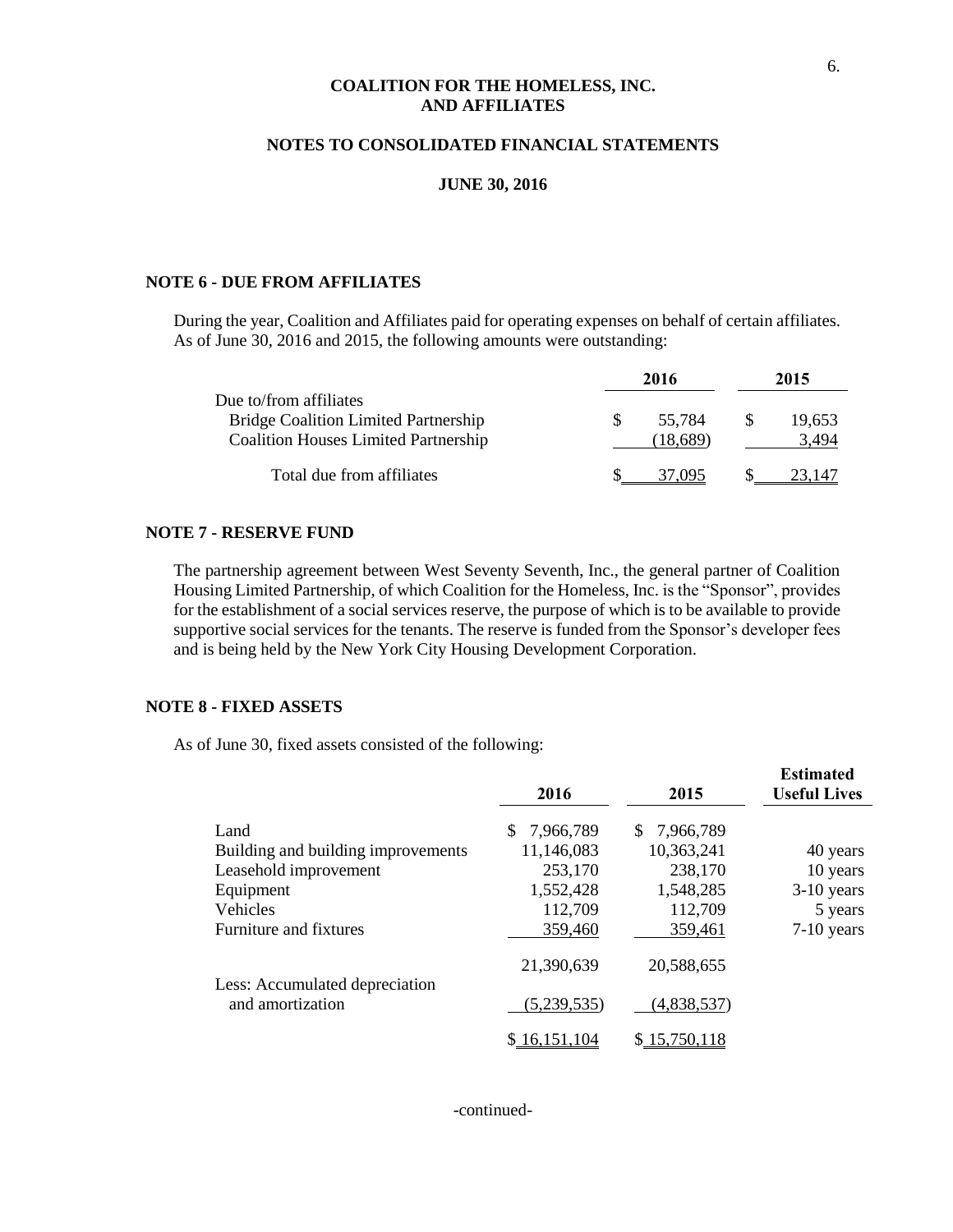**COALITION FOR THE HOMELESS, INC. AND AFFILIATES**

**NOTES TO CONSOLIDATED FINANCIAL STATEMENTS**

**JUNE 30, 2016**

## NOTE 6 - DUE FROM AFFILIATES

During the year, Coalition and Affiliates paid for operating expenses on behalf of certain affiliates. As of June 30, 2016 and 2015, the following amounts were outstanding:

| | 2016 | 2015 |
|---|---|---|
| Due to/from affiliates | | |
| Bridge Coalition Limited Partnership | $ 55,784 | $ 19,653 |
| Coalition Houses Limited Partnership | (18,689) | 3,494 |
| Total due from affiliates | $ 37,095 | $ 23,147 |

## NOTE 7 - RESERVE FUND

The partnership agreement between West Seventy Seventh, Inc., the general partner of Coalition Housing Limited Partnership, of which Coalition for the Homeless, Inc. is the "Sponsor", provides for the establishment of a social services reserve, the purpose of which is to be available to provide supportive social services for the tenants. The reserve is funded from the Sponsor's developer fees and is being held by the New York City Housing Development Corporation.

## NOTE 8 - FIXED ASSETS

As of June 30, fixed assets consisted of the following:

| | 2016 | 2015 | Estimated Useful Lives |
|---|---|---|---|
| Land | $ 7,966,789 | $ 7,966,789 | |
| Building and building improvements | 11,146,083 | 10,363,241 | 40 years |
| Leasehold improvement | 253,170 | 238,170 | 10 years |
| Equipment | 1,552,428 | 1,548,285 | 3-10 years |
| Vehicles | 112,709 | 112,709 | 5 years |
| Furniture and fixtures | 359,460 | 359,461 | 7-10 years |
| | 21,390,639 | 20,588,655 | |
| Less: Accumulated depreciation and amortization | (5,239,535) | (4,838,537) | |
| | $ 16,151,104 | $ 15,750,118 | |

-continued-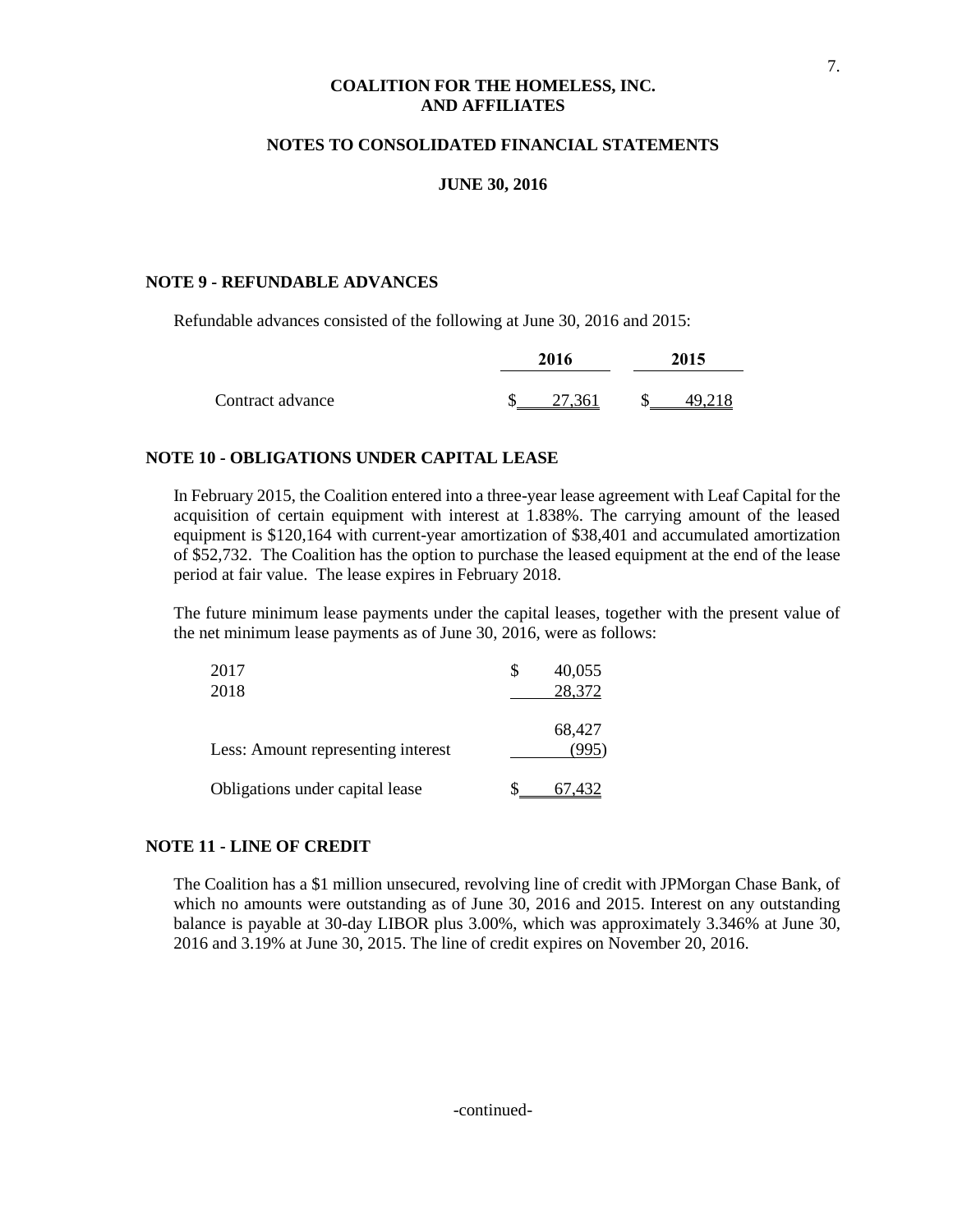**COALITION FOR THE HOMELESS, INC.**
**AND AFFILIATES**

**NOTES TO CONSOLIDATED FINANCIAL STATEMENTS**

**JUNE 30, 2016**

## NOTE 9 - REFUNDABLE ADVANCES

Refundable advances consisted of the following at June 30, 2016 and 2015:

| | 2016 | 2015 |
|---|---|---|
| Contract advance | $ 27,361 | $ 49,218 |

## NOTE 10 - OBLIGATIONS UNDER CAPITAL LEASE

In February 2015, the Coalition entered into a three-year lease agreement with Leaf Capital for the acquisition of certain equipment with interest at 1.838%. The carrying amount of the leased equipment is $120,164 with current-year amortization of $38,401 and accumulated amortization of $52,732. The Coalition has the option to purchase the leased equipment at the end of the lease period at fair value. The lease expires in February 2018.

The future minimum lease payments under the capital leases, together with the present value of the net minimum lease payments as of June 30, 2016, were as follows:

| | |
|---|---|
| 2017 | $ 40,055 |
| 2018 | 28,372 |
| | 68,427 |
| Less: Amount representing interest | (995) |
| Obligations under capital lease | $ 67,432 |

## NOTE 11 - LINE OF CREDIT

The Coalition has a $1 million unsecured, revolving line of credit with JPMorgan Chase Bank, of which no amounts were outstanding as of June 30, 2016 and 2015. Interest on any outstanding balance is payable at 30-day LIBOR plus 3.00%, which was approximately 3.346% at June 30, 2016 and 3.19% at June 30, 2015. The line of credit expires on November 20, 2016.

-continued-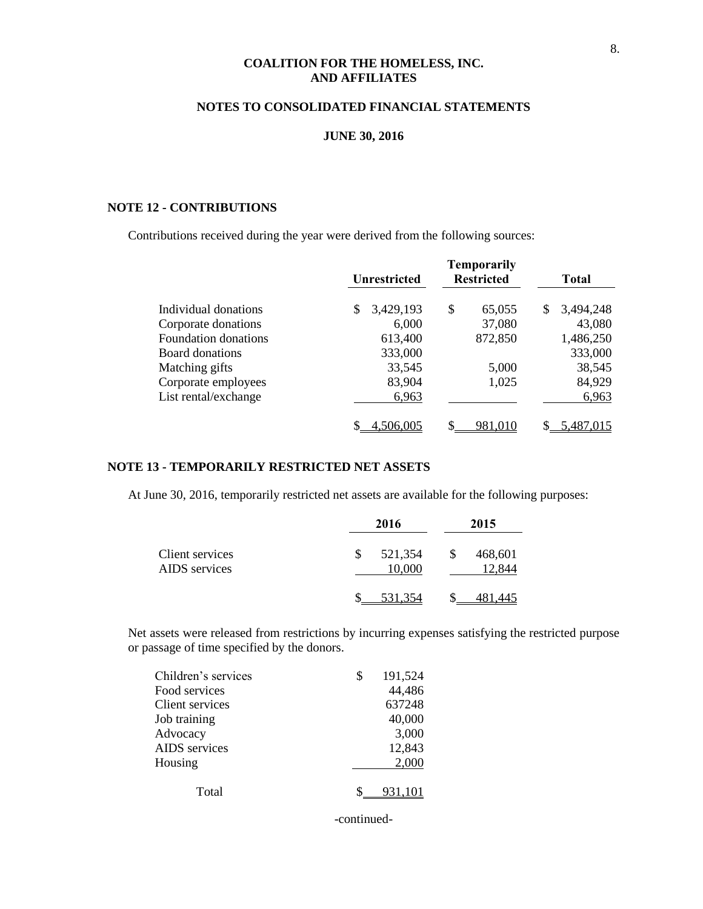# COALITION FOR THE HOMELESS, INC. AND AFFILIATES

## NOTES TO CONSOLIDATED FINANCIAL STATEMENTS

### JUNE 30, 2016

### NOTE 12 - CONTRIBUTIONS

Contributions received during the year were derived from the following sources:

| | Unrestricted | Temporarily Restricted | Total |
|---|---|---|---|
| Individual donations | $ 3,429,193 | $ 65,055 | $ 3,494,248 |
| Corporate donations | 6,000 | 37,080 | 43,080 |
| Foundation donations | 613,400 | 872,850 | 1,486,250 |
| Board donations | 333,000 | | 333,000 |
| Matching gifts | 33,545 | 5,000 | 38,545 |
| Corporate employees | 83,904 | 1,025 | 84,929 |
| List rental/exchange | 6,963 | | 6,963 |
| | $ 4,506,005 | $ 981,010 | $ 5,487,015 |

### NOTE 13 - TEMPORARILY RESTRICTED NET ASSETS

At June 30, 2016, temporarily restricted net assets are available for the following purposes:

| | 2016 | 2015 |
|---|---|---|
| Client services | $ 521,354 | $ 468,601 |
| AIDS services | 10,000 | 12,844 |
| | $ 531,354 | $ 481,445 |

Net assets were released from restrictions by incurring expenses satisfying the restricted purpose or passage of time specified by the donors.

| | |
|---|---|
| Children's services | $ 191,524 |
| Food services | 44,486 |
| Client services | 637248 |
| Job training | 40,000 |
| Advocacy | 3,000 |
| AIDS services | 12,843 |
| Housing | 2,000 |
| Total | $ 931,101 |

-continued-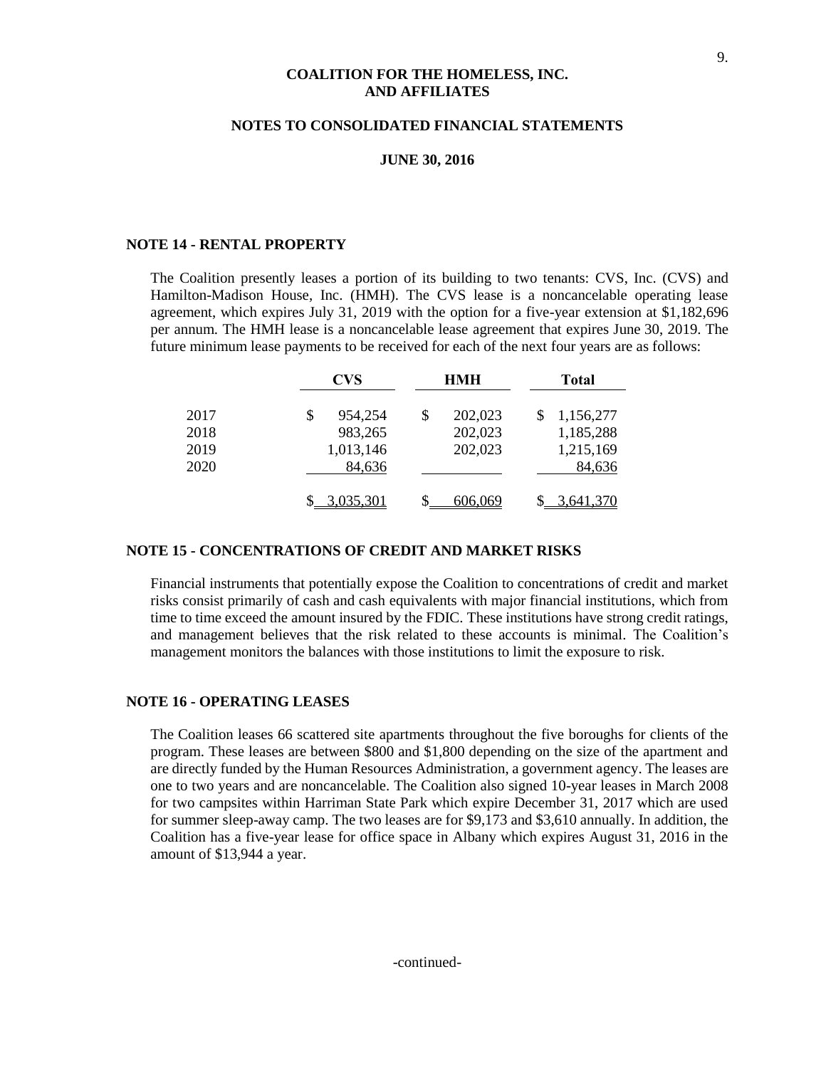**COALITION FOR THE HOMELESS, INC.**
**AND AFFILIATES**

**NOTES TO CONSOLIDATED FINANCIAL STATEMENTS**

**JUNE 30, 2016**

## NOTE 14 - RENTAL PROPERTY

The Coalition presently leases a portion of its building to two tenants: CVS, Inc. (CVS) and Hamilton-Madison House, Inc. (HMH). The CVS lease is a noncancelable operating lease agreement, which expires July 31, 2019 with the option for a five-year extension at $1,182,696 per annum. The HMH lease is a noncancelable lease agreement that expires June 30, 2019. The future minimum lease payments to be received for each of the next four years are as follows:

| | CVS | HMH | Total |
|---|---|---|---|
| 2017 | $ 954,254 | $ 202,023 | $ 1,156,277 |
| 2018 | 983,265 | 202,023 | 1,185,288 |
| 2019 | 1,013,146 | 202,023 | 1,215,169 |
| 2020 | 84,636 | | 84,636 |
| | $ 3,035,301 | $ 606,069 | $ 3,641,370 |

## NOTE 15 - CONCENTRATIONS OF CREDIT AND MARKET RISKS

Financial instruments that potentially expose the Coalition to concentrations of credit and market risks consist primarily of cash and cash equivalents with major financial institutions, which from time to time exceed the amount insured by the FDIC. These institutions have strong credit ratings, and management believes that the risk related to these accounts is minimal. The Coalition's management monitors the balances with those institutions to limit the exposure to risk.

## NOTE 16 - OPERATING LEASES

The Coalition leases 66 scattered site apartments throughout the five boroughs for clients of the program. These leases are between $800 and $1,800 depending on the size of the apartment and are directly funded by the Human Resources Administration, a government agency. The leases are one to two years and are noncancelable. The Coalition also signed 10-year leases in March 2008 for two campsites within Harriman State Park which expire December 31, 2017 which are used for summer sleep-away camp. The two leases are for $9,173 and $3,610 annually. In addition, the Coalition has a five-year lease for office space in Albany which expires August 31, 2016 in the amount of $13,944 a year.

-continued-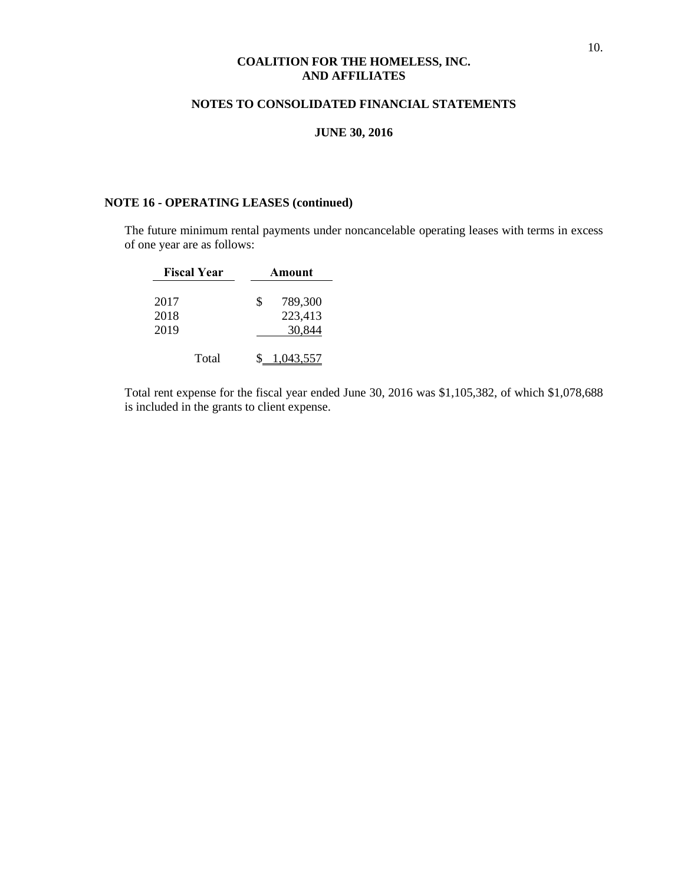# COALITION FOR THE HOMELESS, INC. AND AFFILIATES

## NOTES TO CONSOLIDATED FINANCIAL STATEMENTS

### JUNE 30, 2016

**NOTE 16 - OPERATING LEASES (continued)**

The future minimum rental payments under noncancelable operating leases with terms in excess of one year are as follows:

| Fiscal Year | Amount |
|---|---|
| 2017 | $ 789,300 |
| 2018 | 223,413 |
| 2019 | 30,844 |
| Total | $ 1,043,557 |

Total rent expense for the fiscal year ended June 30, 2016 was $1,105,382, of which $1,078,688 is included in the grants to client expense.